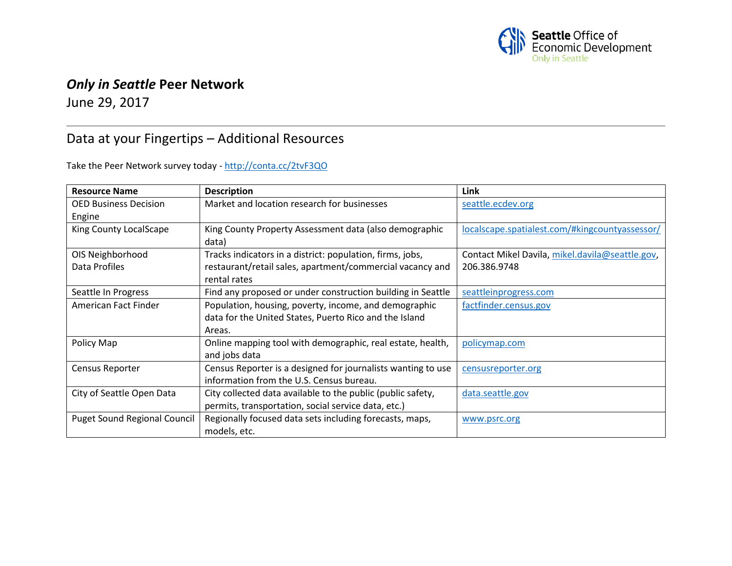Seattle Office of Economic Development
Only in Seattle

# *Only in Seattle* Peer Network

June 29, 2017

## Data at your Fingertips – Additional Resources

Take the Peer Network survey today - http://conta.cc/2tvF3QO

| Resource Name | Description | Link |
|---|---|---|
| OED Business Decision Engine | Market and location research for businesses | seattle.ecdev.org |
| King County LocalScape | King County Property Assessment data (also demographic data) | localscape.spatialest.com/#kingcountyassessor/ |
| OIS Neighborhood Data Profiles | Tracks indicators in a district: population, firms, jobs, restaurant/retail sales, apartment/commercial vacancy and rental rates | Contact Mikel Davila, mikel.davila@seattle.gov, 206.386.9748 |
| Seattle In Progress | Find any proposed or under construction building in Seattle | seattleinprogress.com |
| American Fact Finder | Population, housing, poverty, income, and demographic data for the United States, Puerto Rico and the Island Areas. | factfinder.census.gov |
| Policy Map | Online mapping tool with demographic, real estate, health, and jobs data | policymap.com |
| Census Reporter | Census Reporter is a designed for journalists wanting to use information from the U.S. Census bureau. | censusreporter.org |
| City of Seattle Open Data | City collected data available to the public (public safety, permits, transportation, social service data, etc.) | data.seattle.gov |
| Puget Sound Regional Council | Regionally focused data sets including forecasts, maps, models, etc. | www.psrc.org |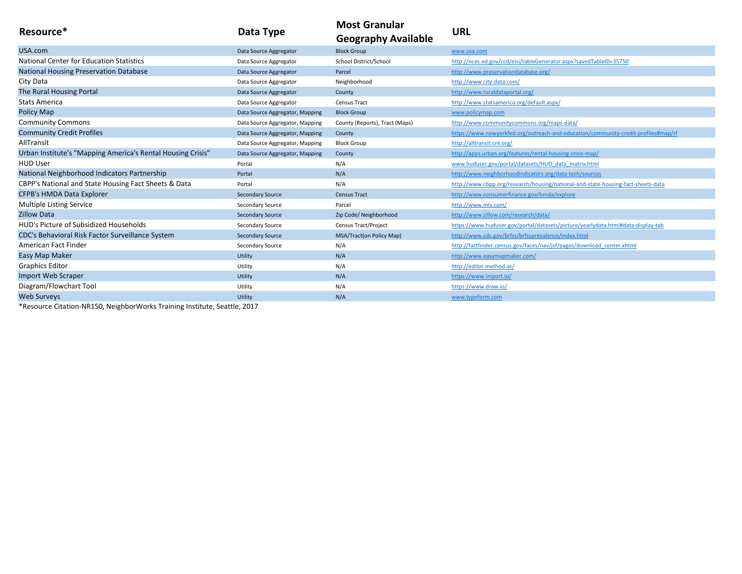| Resource* | Data Type | Most Granular Geography Available | URL |
|---|---|---|---|
| USA.com | Data Source Aggregator | Block Group | www.usa.com |
| National Center for Education Statistics | Data Source Aggregator | School District/School | http://nces.ed.gov/ccd/elsi/tableGenerator.aspx?savedTableID=35750 |
| National Housing Preservation Database | Data Source Aggregator | Parcel | http://www.preservationdatabase.org/ |
| City Data | Data Source Aggregator | Neighborhood | http://www.city-data.com/ |
| The Rural Housing Portal | Data Source Aggregator | County | http://www.ruraldataportal.org/ |
| Stats America | Data Source Aggregator | Census Tract | http://www.statsamerica.org/default.aspx/ |
| Policy Map | Data Source Aggregator, Mapping | Block Group | www.policymap.com |
| Community Commons | Data Source Aggregator, Mapping | County (Reports), Tract (Maps) | http://www.communitycommons.org/maps-data/ |
| Community Credit Profiles | Data Source Aggregator, Mapping | County | https://www.newyorkfed.org/outreach-and-education/community-credit-profiles#map/rf |
| AllTransit | Data Source Aggregator, Mapping | Block Group | http://alltransit.cnt.org/ |
| Urban Institute's "Mapping America's Rental Housing Crisis" | Data Source Aggregator, Mapping | County | http://apps.urban.org/features/rental-housing-crisis-map/ |
| HUD User | Portal | N/A | www.huduser.gov/portal/datasets/HUD_data_matrix.html |
| National Neighborhood Indicators Partnership | Portal | N/A | http://www.neighborhoodindicators.org/data-tech/sources |
| CBPP's National and State Housing Fact Sheets & Data | Portal | N/A | http://www.cbpp.org/research/housing/national-and-state-housing-fact-sheets-data |
| CFPB's HMDA Data Explorer | Secondary Source | Census Tract | http://www.consumerfinance.gov/hmda/explore |
| Multiple Listing Service | Secondary Source | Parcel | http://www.mls.com/ |
| Zillow Data | Secondary Source | Zip Code/ Neighborhood | http://www.zillow.com/research/data/ |
| HUD's Picture of Subsidized Households | Secondary Source | Census Tract/Project | https://www.huduser.gov/portal/datasets/picture/yearlydata.html#data-display-tab |
| CDC's Behavioral Risk Factor Surveillance System | Secondary Source | MSA/Tract(on Policy Map) | http://www.cdc.gov/brfss/brfssprevalence/index.html |
| American Fact Finder | Secondary Source | N/A | http://factfinder.census.gov/faces/nav/jsf/pages/download_center.xhtml |
| Easy Map Maker | Utility | N/A | http://www.easymapmaker.com/ |
| Graphics Editor | Utility | N/A | http://editor.method.ac/ |
| Import Web Scraper | Utility | N/A | https://www.import.io/ |
| Diagram/Flowchart Tool | Utility | N/A | https://www.draw.io/ |
| Web Surveys | Utility | N/A | www.typeform.com |

*Resource Citation-NR150, NeighborWorks Training Institute, Seattle, 2017